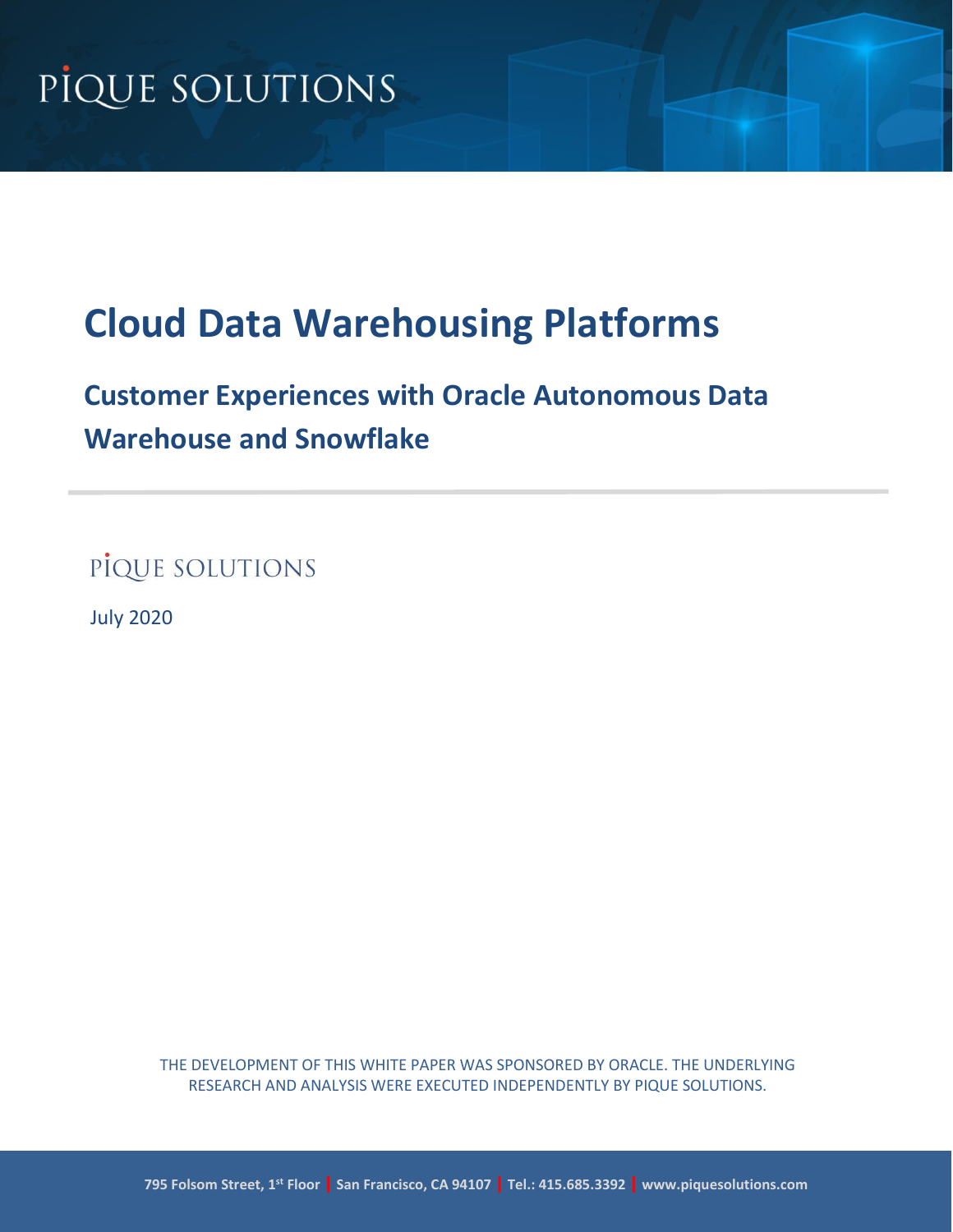PIQUE SOLUTIONS

# Cloud Data Warehousing Platforms

## Customer Experiences with Oracle Autonomous Data Warehouse and Snowflake

PIQUE SOLUTIONS

July 2020

THE DEVELOPMENT OF THIS WHITE PAPER WAS SPONSORED BY ORACLE. THE UNDERLYING RESEARCH AND ANALYSIS WERE EXECUTED INDEPENDENTLY BY PIQUE SOLUTIONS.

795 Folsom Street, 1st Floor | San Francisco, CA 94107 | Tel.: 415.685.3392 | www.piquesolutions.com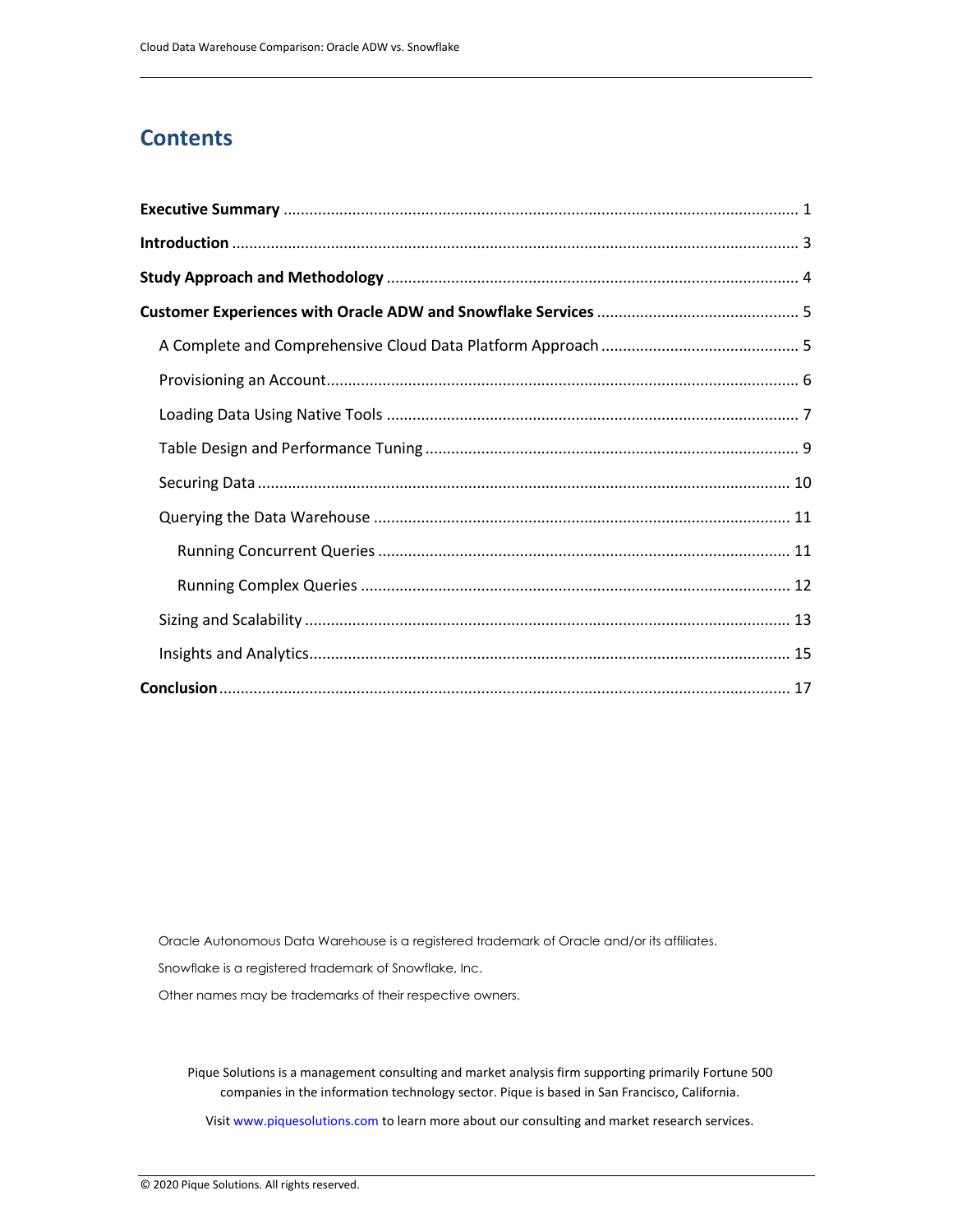## Contents

**Executive Summary** ....................................................................................................... 1

**Introduction** .................................................................................................................. 3

**Study Approach and Methodology** ............................................................................... 4

**Customer Experiences with Oracle ADW and Snowflake Services** ................................ 5

- A Complete and Comprehensive Cloud Data Platform Approach ................................ 5
- Provisioning an Account............................................................................................. 6
- Loading Data Using Native Tools ................................................................................ 7
- Table Design and Performance Tuning ....................................................................... 9
- Securing Data ........................................................................................................... 10
- Querying the Data Warehouse .................................................................................. 11
  - Running Concurrent Queries ............................................................................... 11
  - Running Complex Queries ................................................................................... 12
- Sizing and Scalability ................................................................................................ 13
- Insights and Analytics............................................................................................... 15

**Conclusion**.................................................................................................................... 17

Oracle Autonomous Data Warehouse is a registered trademark of Oracle and/or its affiliates.

Snowflake is a registered trademark of Snowflake, Inc.

Other names may be trademarks of their respective owners.

Pique Solutions is a management consulting and market analysis firm supporting primarily Fortune 500 companies in the information technology sector. Pique is based in San Francisco, California.

Visit www.piquesolutions.com to learn more about our consulting and market research services.

© 2020 Pique Solutions. All rights reserved.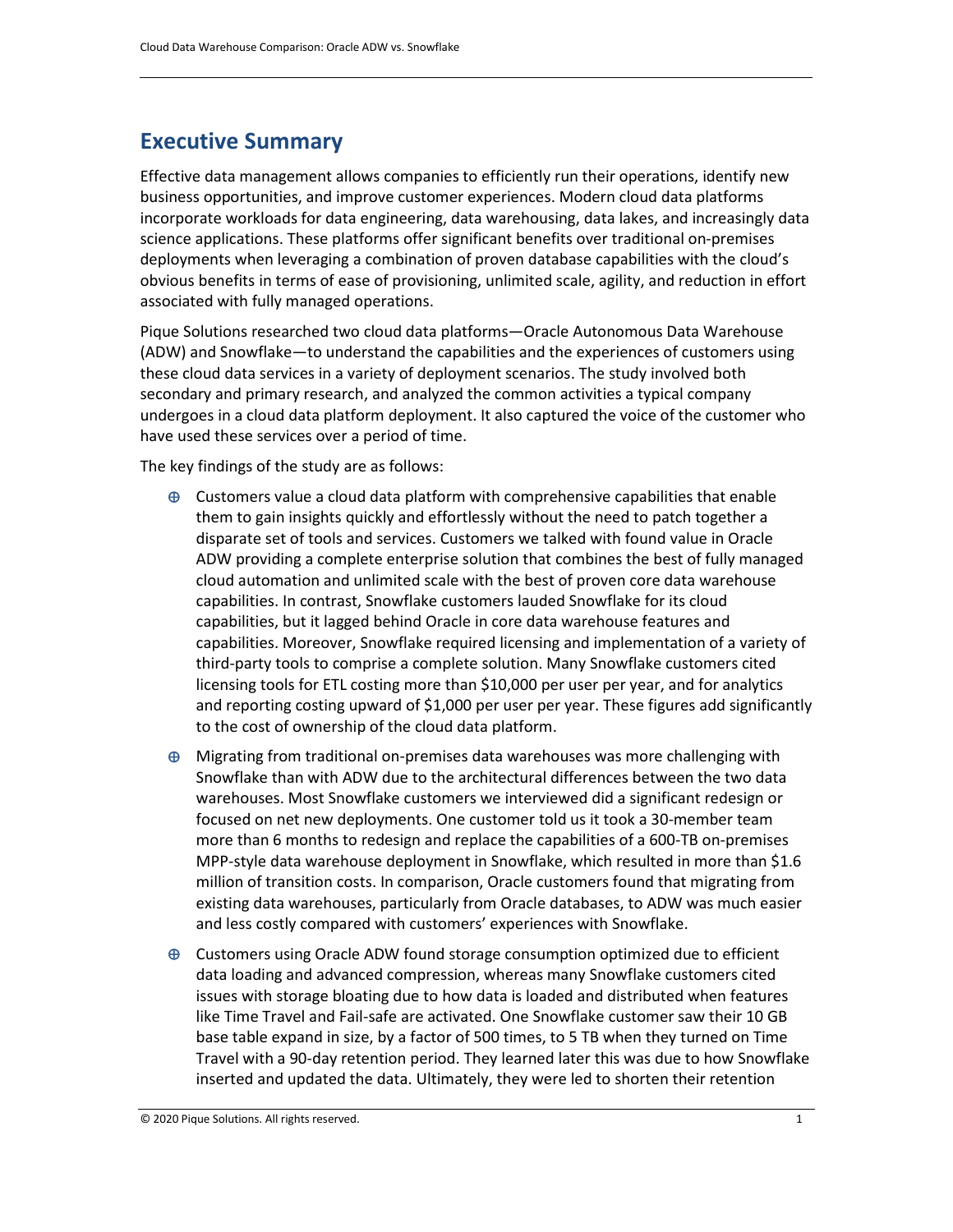## Executive Summary

Effective data management allows companies to efficiently run their operations, identify new business opportunities, and improve customer experiences. Modern cloud data platforms incorporate workloads for data engineering, data warehousing, data lakes, and increasingly data science applications. These platforms offer significant benefits over traditional on-premises deployments when leveraging a combination of proven database capabilities with the cloud's obvious benefits in terms of ease of provisioning, unlimited scale, agility, and reduction in effort associated with fully managed operations.

Pique Solutions researched two cloud data platforms—Oracle Autonomous Data Warehouse (ADW) and Snowflake—to understand the capabilities and the experiences of customers using these cloud data services in a variety of deployment scenarios. The study involved both secondary and primary research, and analyzed the common activities a typical company undergoes in a cloud data platform deployment. It also captured the voice of the customer who have used these services over a period of time.

The key findings of the study are as follows:

- Customers value a cloud data platform with comprehensive capabilities that enable them to gain insights quickly and effortlessly without the need to patch together a disparate set of tools and services. Customers we talked with found value in Oracle ADW providing a complete enterprise solution that combines the best of fully managed cloud automation and unlimited scale with the best of proven core data warehouse capabilities. In contrast, Snowflake customers lauded Snowflake for its cloud capabilities, but it lagged behind Oracle in core data warehouse features and capabilities. Moreover, Snowflake required licensing and implementation of a variety of third-party tools to comprise a complete solution. Many Snowflake customers cited licensing tools for ETL costing more than $10,000 per user per year, and for analytics and reporting costing upward of $1,000 per user per year. These figures add significantly to the cost of ownership of the cloud data platform.
- Migrating from traditional on-premises data warehouses was more challenging with Snowflake than with ADW due to the architectural differences between the two data warehouses. Most Snowflake customers we interviewed did a significant redesign or focused on net new deployments. One customer told us it took a 30-member team more than 6 months to redesign and replace the capabilities of a 600-TB on-premises MPP-style data warehouse deployment in Snowflake, which resulted in more than $1.6 million of transition costs. In comparison, Oracle customers found that migrating from existing data warehouses, particularly from Oracle databases, to ADW was much easier and less costly compared with customers' experiences with Snowflake.
- Customers using Oracle ADW found storage consumption optimized due to efficient data loading and advanced compression, whereas many Snowflake customers cited issues with storage bloating due to how data is loaded and distributed when features like Time Travel and Fail-safe are activated. One Snowflake customer saw their 10 GB base table expand in size, by a factor of 500 times, to 5 TB when they turned on Time Travel with a 90-day retention period. They learned later this was due to how Snowflake inserted and updated the data. Ultimately, they were led to shorten their retention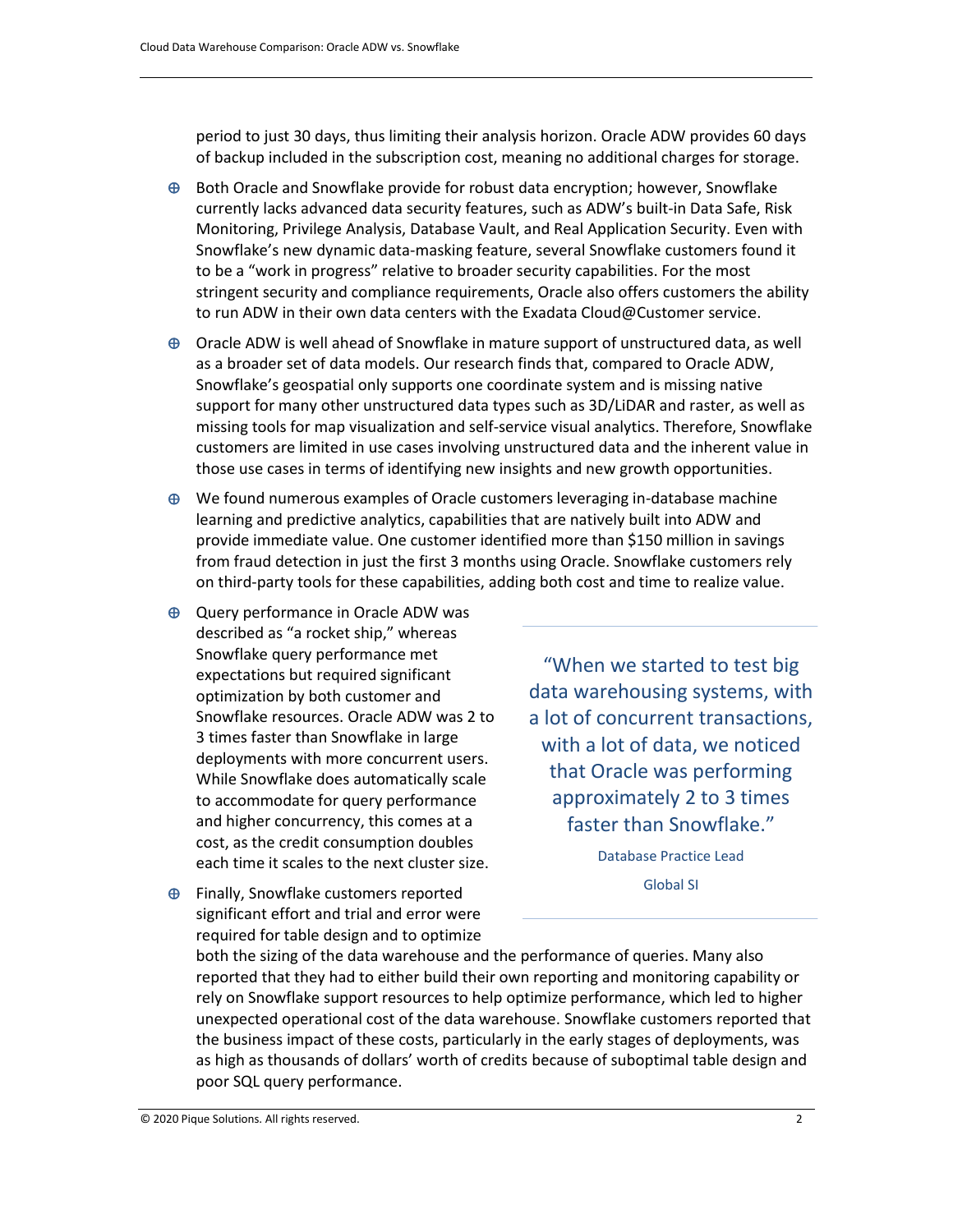period to just 30 days, thus limiting their analysis horizon. Oracle ADW provides 60 days of backup included in the subscription cost, meaning no additional charges for storage.

- Both Oracle and Snowflake provide for robust data encryption; however, Snowflake currently lacks advanced data security features, such as ADW's built-in Data Safe, Risk Monitoring, Privilege Analysis, Database Vault, and Real Application Security. Even with Snowflake's new dynamic data-masking feature, several Snowflake customers found it to be a "work in progress" relative to broader security capabilities. For the most stringent security and compliance requirements, Oracle also offers customers the ability to run ADW in their own data centers with the Exadata Cloud@Customer service.

- Oracle ADW is well ahead of Snowflake in mature support of unstructured data, as well as a broader set of data models. Our research finds that, compared to Oracle ADW, Snowflake's geospatial only supports one coordinate system and is missing native support for many other unstructured data types such as 3D/LiDAR and raster, as well as missing tools for map visualization and self-service visual analytics. Therefore, Snowflake customers are limited in use cases involving unstructured data and the inherent value in those use cases in terms of identifying new insights and new growth opportunities.

- We found numerous examples of Oracle customers leveraging in-database machine learning and predictive analytics, capabilities that are natively built into ADW and provide immediate value. One customer identified more than $150 million in savings from fraud detection in just the first 3 months using Oracle. Snowflake customers rely on third-party tools for these capabilities, adding both cost and time to realize value.

- Query performance in Oracle ADW was described as "a rocket ship," whereas Snowflake query performance met expectations but required significant optimization by both customer and Snowflake resources. Oracle ADW was 2 to 3 times faster than Snowflake in large deployments with more concurrent users. While Snowflake does automatically scale to accommodate for query performance and higher concurrency, this comes at a cost, as the credit consumption doubles each time it scales to the next cluster size.

- Finally, Snowflake customers reported significant effort and trial and error were required for table design and to optimize both the sizing of the data warehouse and the performance of queries. Many also reported that they had to either build their own reporting and monitoring capability or rely on Snowflake support resources to help optimize performance, which led to higher unexpected operational cost of the data warehouse. Snowflake customers reported that the business impact of these costs, particularly in the early stages of deployments, was as high as thousands of dollars' worth of credits because of suboptimal table design and poor SQL query performance.

> "When we started to test big data warehousing systems, with a lot of concurrent transactions, with a lot of data, we noticed that Oracle was performing approximately 2 to 3 times faster than Snowflake."
>
> Database Practice Lead
>
> Global SI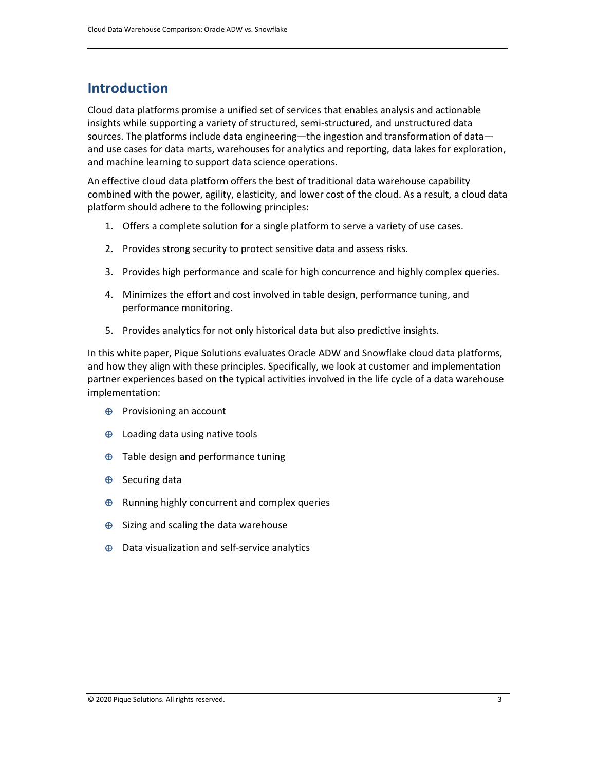## Introduction

Cloud data platforms promise a unified set of services that enables analysis and actionable insights while supporting a variety of structured, semi-structured, and unstructured data sources. The platforms include data engineering—the ingestion and transformation of data—and use cases for data marts, warehouses for analytics and reporting, data lakes for exploration, and machine learning to support data science operations.

An effective cloud data platform offers the best of traditional data warehouse capability combined with the power, agility, elasticity, and lower cost of the cloud. As a result, a cloud data platform should adhere to the following principles:

1. Offers a complete solution for a single platform to serve a variety of use cases.
2. Provides strong security to protect sensitive data and assess risks.
3. Provides high performance and scale for high concurrence and highly complex queries.
4. Minimizes the effort and cost involved in table design, performance tuning, and performance monitoring.
5. Provides analytics for not only historical data but also predictive insights.

In this white paper, Pique Solutions evaluates Oracle ADW and Snowflake cloud data platforms, and how they align with these principles. Specifically, we look at customer and implementation partner experiences based on the typical activities involved in the life cycle of a data warehouse implementation:

- Provisioning an account
- Loading data using native tools
- Table design and performance tuning
- Securing data
- Running highly concurrent and complex queries
- Sizing and scaling the data warehouse
- Data visualization and self-service analytics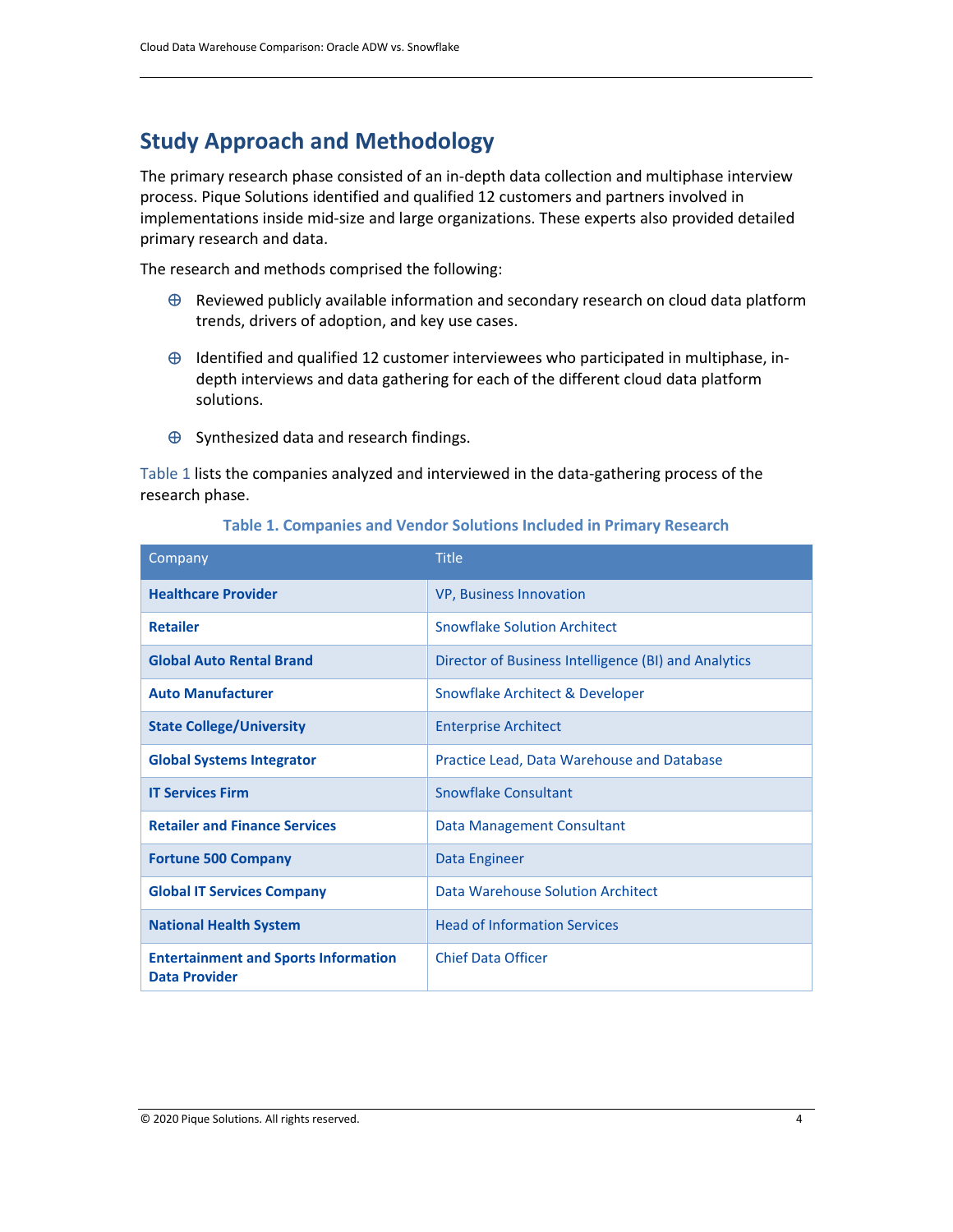## Study Approach and Methodology

The primary research phase consisted of an in-depth data collection and multiphase interview process. Pique Solutions identified and qualified 12 customers and partners involved in implementations inside mid-size and large organizations. These experts also provided detailed primary research and data.

The research and methods comprised the following:

- Reviewed publicly available information and secondary research on cloud data platform trends, drivers of adoption, and key use cases.
- Identified and qualified 12 customer interviewees who participated in multiphase, in-depth interviews and data gathering for each of the different cloud data platform solutions.
- Synthesized data and research findings.

Table 1 lists the companies analyzed and interviewed in the data-gathering process of the research phase.

**Table 1. Companies and Vendor Solutions Included in Primary Research**

| Company | Title |
| --- | --- |
| **Healthcare Provider** | VP, Business Innovation |
| **Retailer** | Snowflake Solution Architect |
| **Global Auto Rental Brand** | Director of Business Intelligence (BI) and Analytics |
| **Auto Manufacturer** | Snowflake Architect & Developer |
| **State College/University** | Enterprise Architect |
| **Global Systems Integrator** | Practice Lead, Data Warehouse and Database |
| **IT Services Firm** | Snowflake Consultant |
| **Retailer and Finance Services** | Data Management Consultant |
| **Fortune 500 Company** | Data Engineer |
| **Global IT Services Company** | Data Warehouse Solution Architect |
| **National Health System** | Head of Information Services |
| **Entertainment and Sports Information Data Provider** | Chief Data Officer |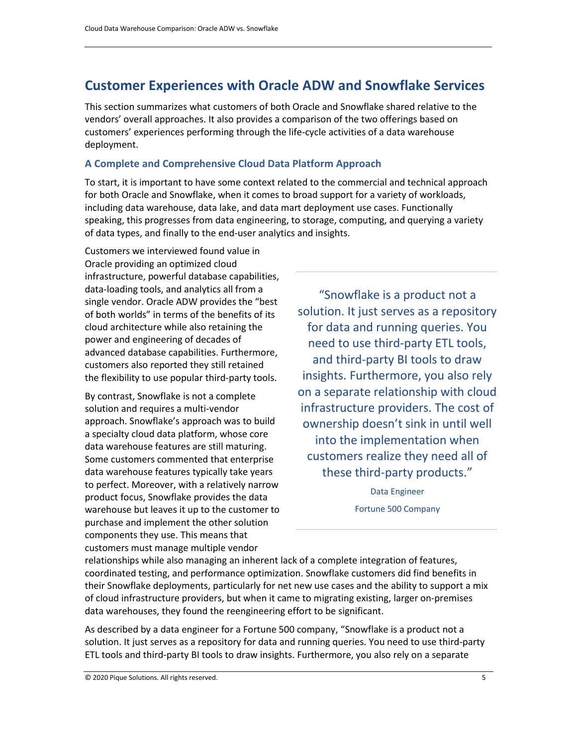## Customer Experiences with Oracle ADW and Snowflake Services

This section summarizes what customers of both Oracle and Snowflake shared relative to the vendors' overall approaches. It also provides a comparison of the two offerings based on customers' experiences performing through the life-cycle activities of a data warehouse deployment.

### A Complete and Comprehensive Cloud Data Platform Approach

To start, it is important to have some context related to the commercial and technical approach for both Oracle and Snowflake, when it comes to broad support for a variety of workloads, including data warehouse, data lake, and data mart deployment use cases. Functionally speaking, this progresses from data engineering, to storage, computing, and querying a variety of data types, and finally to the end-user analytics and insights.

Customers we interviewed found value in Oracle providing an optimized cloud infrastructure, powerful database capabilities, data-loading tools, and analytics all from a single vendor. Oracle ADW provides the "best of both worlds" in terms of the benefits of its cloud architecture while also retaining the power and engineering of decades of advanced database capabilities. Furthermore, customers also reported they still retained the flexibility to use popular third-party tools.

> "Snowflake is a product not a solution. It just serves as a repository for data and running queries. You need to use third-party ETL tools, and third-party BI tools to draw insights. Furthermore, you also rely on a separate relationship with cloud infrastructure providers. The cost of ownership doesn't sink in until well into the implementation when customers realize they need all of these third-party products."
>
> Data Engineer
>
> Fortune 500 Company

By contrast, Snowflake is not a complete solution and requires a multi-vendor approach. Snowflake's approach was to build a specialty cloud data platform, whose core data warehouse features are still maturing. Some customers commented that enterprise data warehouse features typically take years to perfect. Moreover, with a relatively narrow product focus, Snowflake provides the data warehouse but leaves it up to the customer to purchase and implement the other solution components they use. This means that customers must manage multiple vendor relationships while also managing an inherent lack of a complete integration of features, coordinated testing, and performance optimization. Snowflake customers did find benefits in their Snowflake deployments, particularly for net new use cases and the ability to support a mix of cloud infrastructure providers, but when it came to migrating existing, larger on-premises data warehouses, they found the reengineering effort to be significant.

As described by a data engineer for a Fortune 500 company, "Snowflake is a product not a solution. It just serves as a repository for data and running queries. You need to use third-party ETL tools and third-party BI tools to draw insights. Furthermore, you also rely on a separate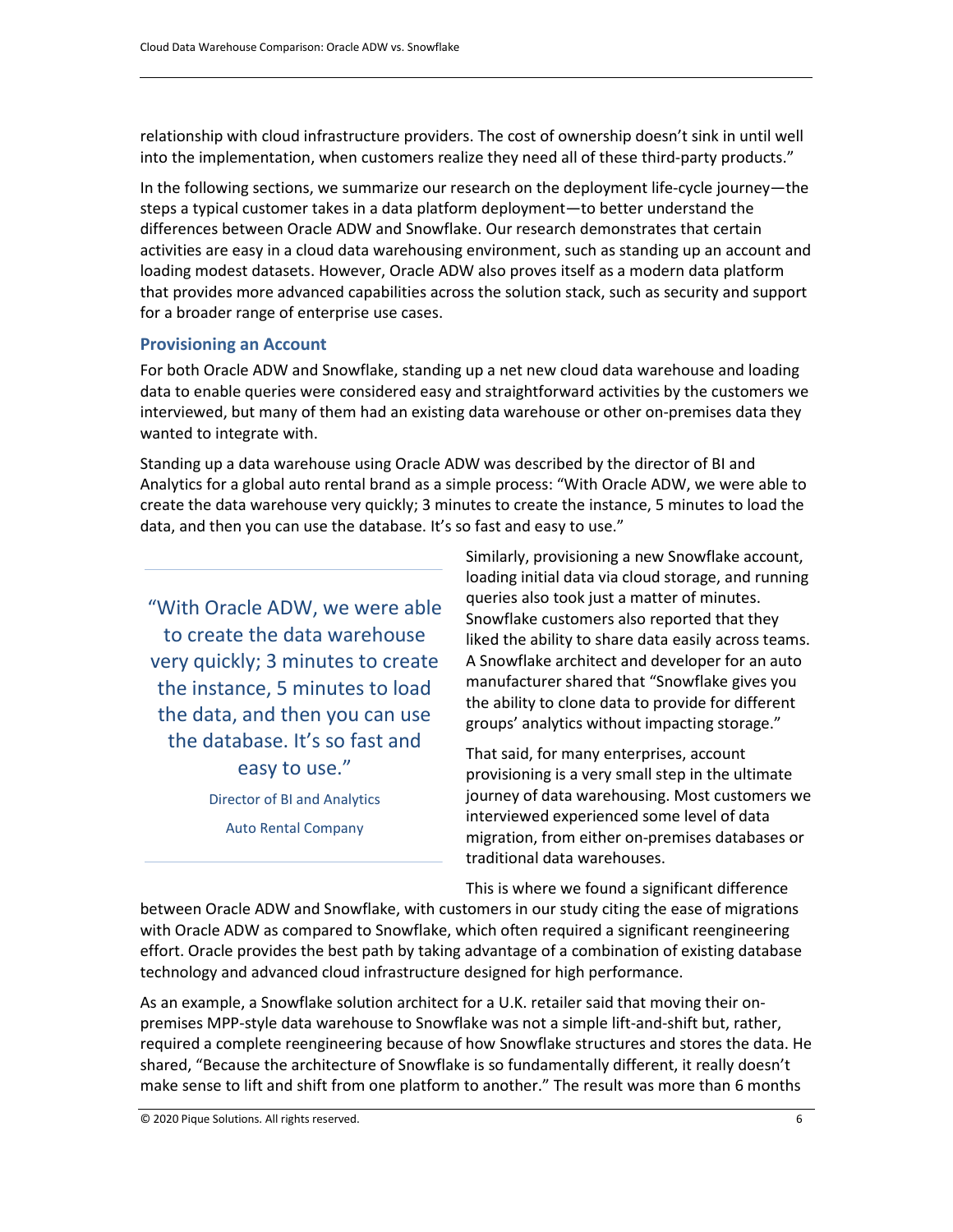relationship with cloud infrastructure providers. The cost of ownership doesn't sink in until well into the implementation, when customers realize they need all of these third-party products."

In the following sections, we summarize our research on the deployment life-cycle journey—the steps a typical customer takes in a data platform deployment—to better understand the differences between Oracle ADW and Snowflake. Our research demonstrates that certain activities are easy in a cloud data warehousing environment, such as standing up an account and loading modest datasets. However, Oracle ADW also proves itself as a modern data platform that provides more advanced capabilities across the solution stack, such as security and support for a broader range of enterprise use cases.

### Provisioning an Account

For both Oracle ADW and Snowflake, standing up a net new cloud data warehouse and loading data to enable queries were considered easy and straightforward activities by the customers we interviewed, but many of them had an existing data warehouse or other on-premises data they wanted to integrate with.

Standing up a data warehouse using Oracle ADW was described by the director of BI and Analytics for a global auto rental brand as a simple process: "With Oracle ADW, we were able to create the data warehouse very quickly; 3 minutes to create the instance, 5 minutes to load the data, and then you can use the database. It's so fast and easy to use."

> "With Oracle ADW, we were able to create the data warehouse very quickly; 3 minutes to create the instance, 5 minutes to load the data, and then you can use the database. It's so fast and easy to use."
>
> Director of BI and Analytics
>
> Auto Rental Company

Similarly, provisioning a new Snowflake account, loading initial data via cloud storage, and running queries also took just a matter of minutes. Snowflake customers also reported that they liked the ability to share data easily across teams. A Snowflake architect and developer for an auto manufacturer shared that "Snowflake gives you the ability to clone data to provide for different groups' analytics without impacting storage."

That said, for many enterprises, account provisioning is a very small step in the ultimate journey of data warehousing. Most customers we interviewed experienced some level of data migration, from either on-premises databases or traditional data warehouses.

This is where we found a significant difference between Oracle ADW and Snowflake, with customers in our study citing the ease of migrations with Oracle ADW as compared to Snowflake, which often required a significant reengineering effort. Oracle provides the best path by taking advantage of a combination of existing database technology and advanced cloud infrastructure designed for high performance.

As an example, a Snowflake solution architect for a U.K. retailer said that moving their on-premises MPP-style data warehouse to Snowflake was not a simple lift-and-shift but, rather, required a complete reengineering because of how Snowflake structures and stores the data. He shared, "Because the architecture of Snowflake is so fundamentally different, it really doesn't make sense to lift and shift from one platform to another." The result was more than 6 months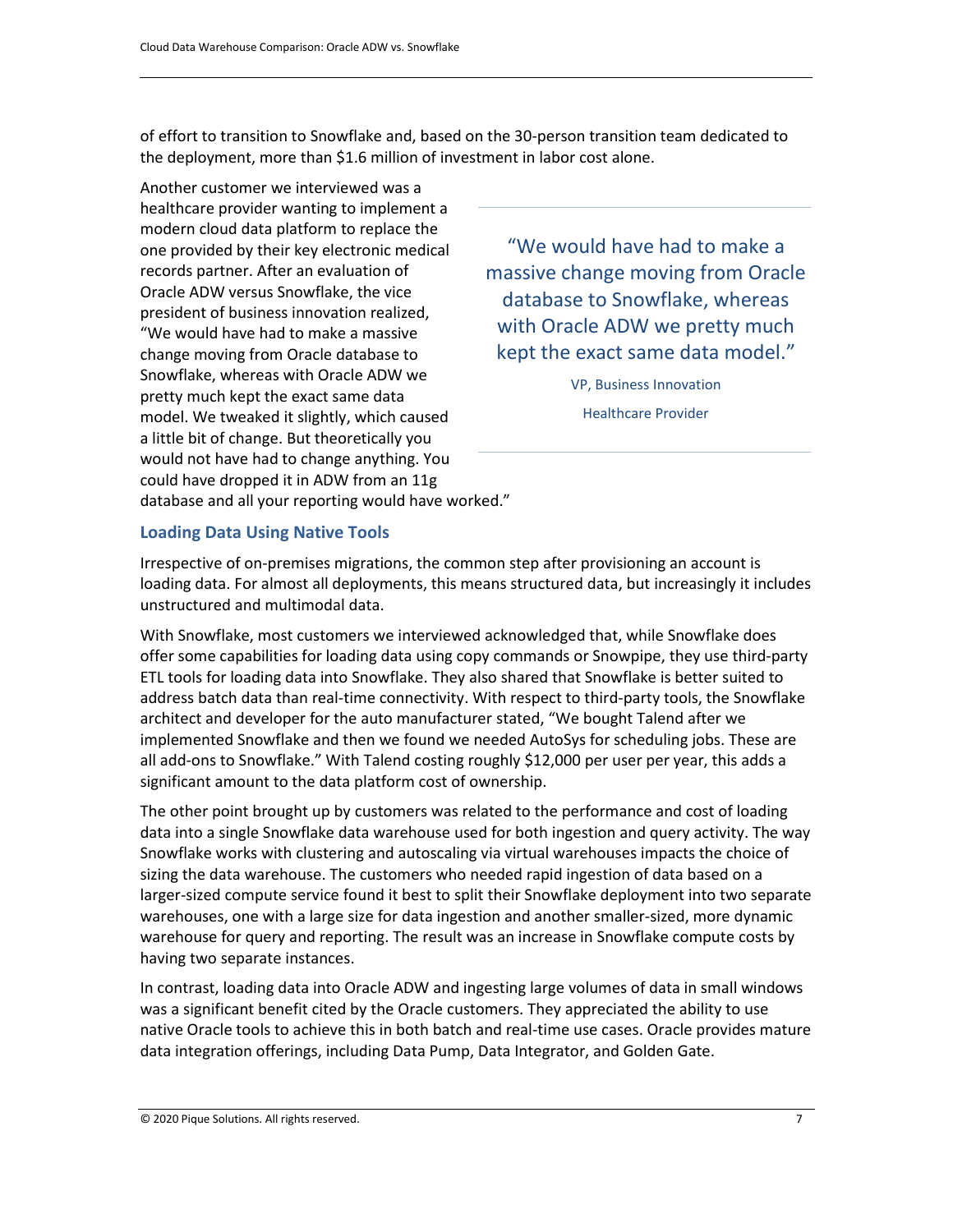of effort to transition to Snowflake and, based on the 30-person transition team dedicated to the deployment, more than $1.6 million of investment in labor cost alone.

Another customer we interviewed was a healthcare provider wanting to implement a modern cloud data platform to replace the one provided by their key electronic medical records partner. After an evaluation of Oracle ADW versus Snowflake, the vice president of business innovation realized, "We would have had to make a massive change moving from Oracle database to Snowflake, whereas with Oracle ADW we pretty much kept the exact same data model. We tweaked it slightly, which caused a little bit of change. But theoretically you would not have had to change anything. You could have dropped it in ADW from an 11g database and all your reporting would have worked."

> "We would have had to make a massive change moving from Oracle database to Snowflake, whereas with Oracle ADW we pretty much kept the exact same data model."
>
> VP, Business Innovation
>
> Healthcare Provider

### Loading Data Using Native Tools

Irrespective of on-premises migrations, the common step after provisioning an account is loading data. For almost all deployments, this means structured data, but increasingly it includes unstructured and multimodal data.

With Snowflake, most customers we interviewed acknowledged that, while Snowflake does offer some capabilities for loading data using copy commands or Snowpipe, they use third-party ETL tools for loading data into Snowflake. They also shared that Snowflake is better suited to address batch data than real-time connectivity. With respect to third-party tools, the Snowflake architect and developer for the auto manufacturer stated, "We bought Talend after we implemented Snowflake and then we found we needed AutoSys for scheduling jobs. These are all add-ons to Snowflake." With Talend costing roughly $12,000 per user per year, this adds a significant amount to the data platform cost of ownership.

The other point brought up by customers was related to the performance and cost of loading data into a single Snowflake data warehouse used for both ingestion and query activity. The way Snowflake works with clustering and autoscaling via virtual warehouses impacts the choice of sizing the data warehouse. The customers who needed rapid ingestion of data based on a larger-sized compute service found it best to split their Snowflake deployment into two separate warehouses, one with a large size for data ingestion and another smaller-sized, more dynamic warehouse for query and reporting. The result was an increase in Snowflake compute costs by having two separate instances.

In contrast, loading data into Oracle ADW and ingesting large volumes of data in small windows was a significant benefit cited by the Oracle customers. They appreciated the ability to use native Oracle tools to achieve this in both batch and real-time use cases. Oracle provides mature data integration offerings, including Data Pump, Data Integrator, and Golden Gate.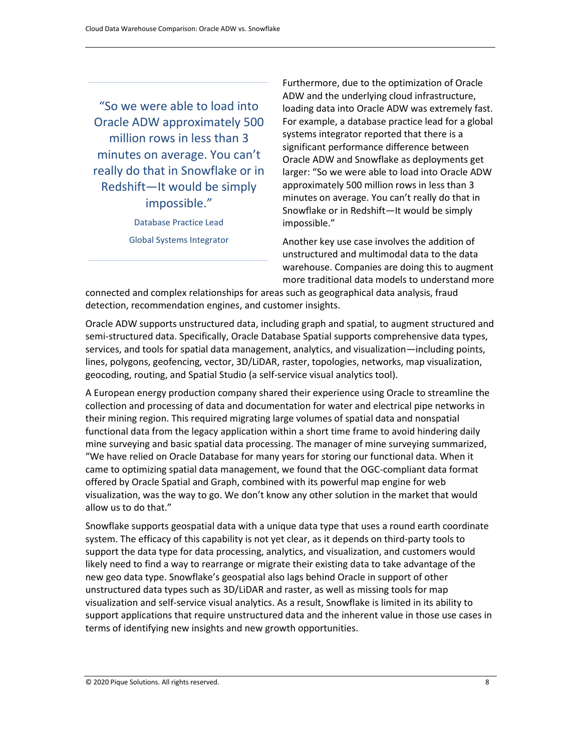> "So we were able to load into Oracle ADW approximately 500 million rows in less than 3 minutes on average. You can't really do that in Snowflake or in Redshift—It would be simply impossible."
>
> Database Practice Lead
>
> Global Systems Integrator

Furthermore, due to the optimization of Oracle ADW and the underlying cloud infrastructure, loading data into Oracle ADW was extremely fast. For example, a database practice lead for a global systems integrator reported that there is a significant performance difference between Oracle ADW and Snowflake as deployments get larger: "So we were able to load into Oracle ADW approximately 500 million rows in less than 3 minutes on average. You can't really do that in Snowflake or in Redshift—It would be simply impossible."

Another key use case involves the addition of unstructured and multimodal data to the data warehouse. Companies are doing this to augment more traditional data models to understand more connected and complex relationships for areas such as geographical data analysis, fraud detection, recommendation engines, and customer insights.

Oracle ADW supports unstructured data, including graph and spatial, to augment structured and semi-structured data. Specifically, Oracle Database Spatial supports comprehensive data types, services, and tools for spatial data management, analytics, and visualization—including points, lines, polygons, geofencing, vector, 3D/LiDAR, raster, topologies, networks, map visualization, geocoding, routing, and Spatial Studio (a self-service visual analytics tool).

A European energy production company shared their experience using Oracle to streamline the collection and processing of data and documentation for water and electrical pipe networks in their mining region. This required migrating large volumes of spatial data and nonspatial functional data from the legacy application within a short time frame to avoid hindering daily mine surveying and basic spatial data processing. The manager of mine surveying summarized, "We have relied on Oracle Database for many years for storing our functional data. When it came to optimizing spatial data management, we found that the OGC-compliant data format offered by Oracle Spatial and Graph, combined with its powerful map engine for web visualization, was the way to go. We don't know any other solution in the market that would allow us to do that."

Snowflake supports geospatial data with a unique data type that uses a round earth coordinate system. The efficacy of this capability is not yet clear, as it depends on third-party tools to support the data type for data processing, analytics, and visualization, and customers would likely need to find a way to rearrange or migrate their existing data to take advantage of the new geo data type. Snowflake's geospatial also lags behind Oracle in support of other unstructured data types such as 3D/LiDAR and raster, as well as missing tools for map visualization and self-service visual analytics. As a result, Snowflake is limited in its ability to support applications that require unstructured data and the inherent value in those use cases in terms of identifying new insights and new growth opportunities.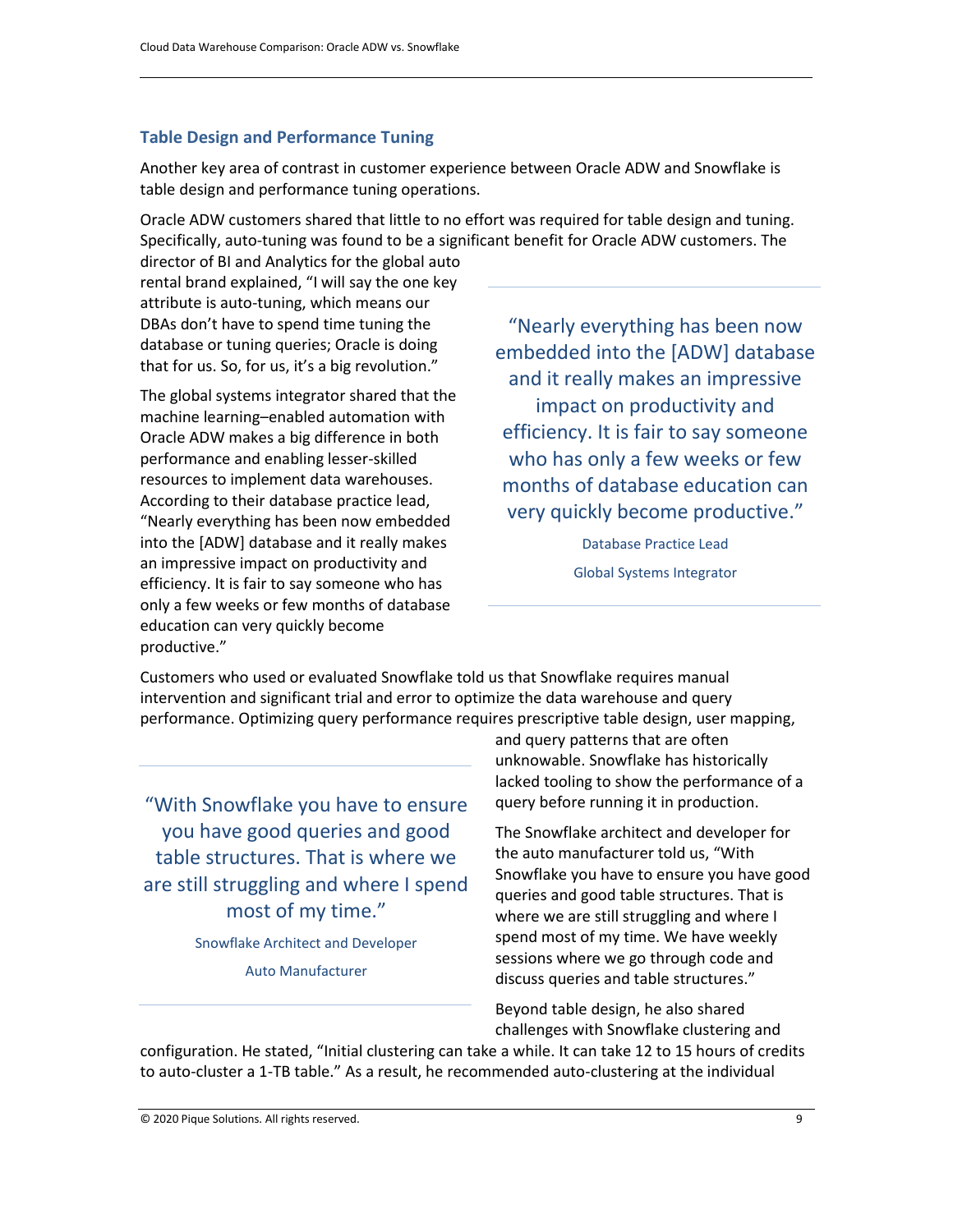### Table Design and Performance Tuning

Another key area of contrast in customer experience between Oracle ADW and Snowflake is table design and performance tuning operations.

Oracle ADW customers shared that little to no effort was required for table design and tuning. Specifically, auto-tuning was found to be a significant benefit for Oracle ADW customers. The director of BI and Analytics for the global auto rental brand explained, "I will say the one key attribute is auto-tuning, which means our DBAs don't have to spend time tuning the database or tuning queries; Oracle is doing that for us. So, for us, it's a big revolution."

The global systems integrator shared that the machine learning–enabled automation with Oracle ADW makes a big difference in both performance and enabling lesser-skilled resources to implement data warehouses. According to their database practice lead, "Nearly everything has been now embedded into the [ADW] database and it really makes an impressive impact on productivity and efficiency. It is fair to say someone who has only a few weeks or few months of database education can very quickly become productive."

> "Nearly everything has been now embedded into the [ADW] database and it really makes an impressive impact on productivity and efficiency. It is fair to say someone who has only a few weeks or few months of database education can very quickly become productive."
>
> Database Practice Lead
>
> Global Systems Integrator

Customers who used or evaluated Snowflake told us that Snowflake requires manual intervention and significant trial and error to optimize the data warehouse and query performance. Optimizing query performance requires prescriptive table design, user mapping, and query patterns that are often unknowable. Snowflake has historically lacked tooling to show the performance of a query before running it in production.

> "With Snowflake you have to ensure you have good queries and good table structures. That is where we are still struggling and where I spend most of my time."
>
> Snowflake Architect and Developer
>
> Auto Manufacturer

The Snowflake architect and developer for the auto manufacturer told us, "With Snowflake you have to ensure you have good queries and good table structures. That is where we are still struggling and where I spend most of my time. We have weekly sessions where we go through code and discuss queries and table structures."

Beyond table design, he also shared challenges with Snowflake clustering and configuration. He stated, "Initial clustering can take a while. It can take 12 to 15 hours of credits to auto-cluster a 1-TB table." As a result, he recommended auto-clustering at the individual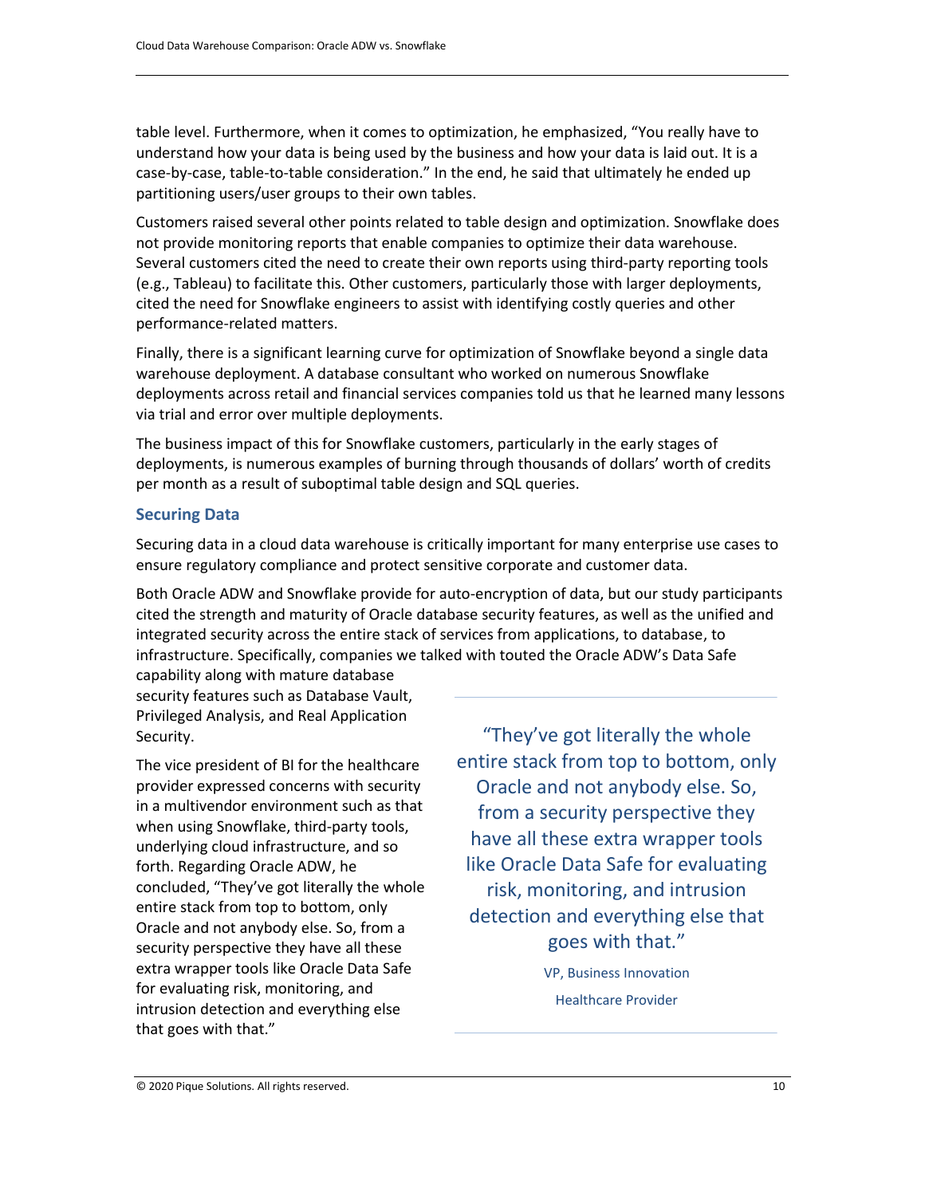table level. Furthermore, when it comes to optimization, he emphasized, "You really have to understand how your data is being used by the business and how your data is laid out. It is a case-by-case, table-to-table consideration." In the end, he said that ultimately he ended up partitioning users/user groups to their own tables.

Customers raised several other points related to table design and optimization. Snowflake does not provide monitoring reports that enable companies to optimize their data warehouse. Several customers cited the need to create their own reports using third-party reporting tools (e.g., Tableau) to facilitate this. Other customers, particularly those with larger deployments, cited the need for Snowflake engineers to assist with identifying costly queries and other performance-related matters.

Finally, there is a significant learning curve for optimization of Snowflake beyond a single data warehouse deployment. A database consultant who worked on numerous Snowflake deployments across retail and financial services companies told us that he learned many lessons via trial and error over multiple deployments.

The business impact of this for Snowflake customers, particularly in the early stages of deployments, is numerous examples of burning through thousands of dollars' worth of credits per month as a result of suboptimal table design and SQL queries.

### Securing Data

Securing data in a cloud data warehouse is critically important for many enterprise use cases to ensure regulatory compliance and protect sensitive corporate and customer data.

Both Oracle ADW and Snowflake provide for auto-encryption of data, but our study participants cited the strength and maturity of Oracle database security features, as well as the unified and integrated security across the entire stack of services from applications, to database, to infrastructure. Specifically, companies we talked with touted the Oracle ADW's Data Safe capability along with mature database security features such as Database Vault, Privileged Analysis, and Real Application Security.

The vice president of BI for the healthcare provider expressed concerns with security in a multivendor environment such as that when using Snowflake, third-party tools, underlying cloud infrastructure, and so forth. Regarding Oracle ADW, he concluded, "They've got literally the whole entire stack from top to bottom, only Oracle and not anybody else. So, from a security perspective they have all these extra wrapper tools like Oracle Data Safe for evaluating risk, monitoring, and intrusion detection and everything else that goes with that."

> "They've got literally the whole entire stack from top to bottom, only Oracle and not anybody else. So, from a security perspective they have all these extra wrapper tools like Oracle Data Safe for evaluating risk, monitoring, and intrusion detection and everything else that goes with that."
>
> VP, Business Innovation
>
> Healthcare Provider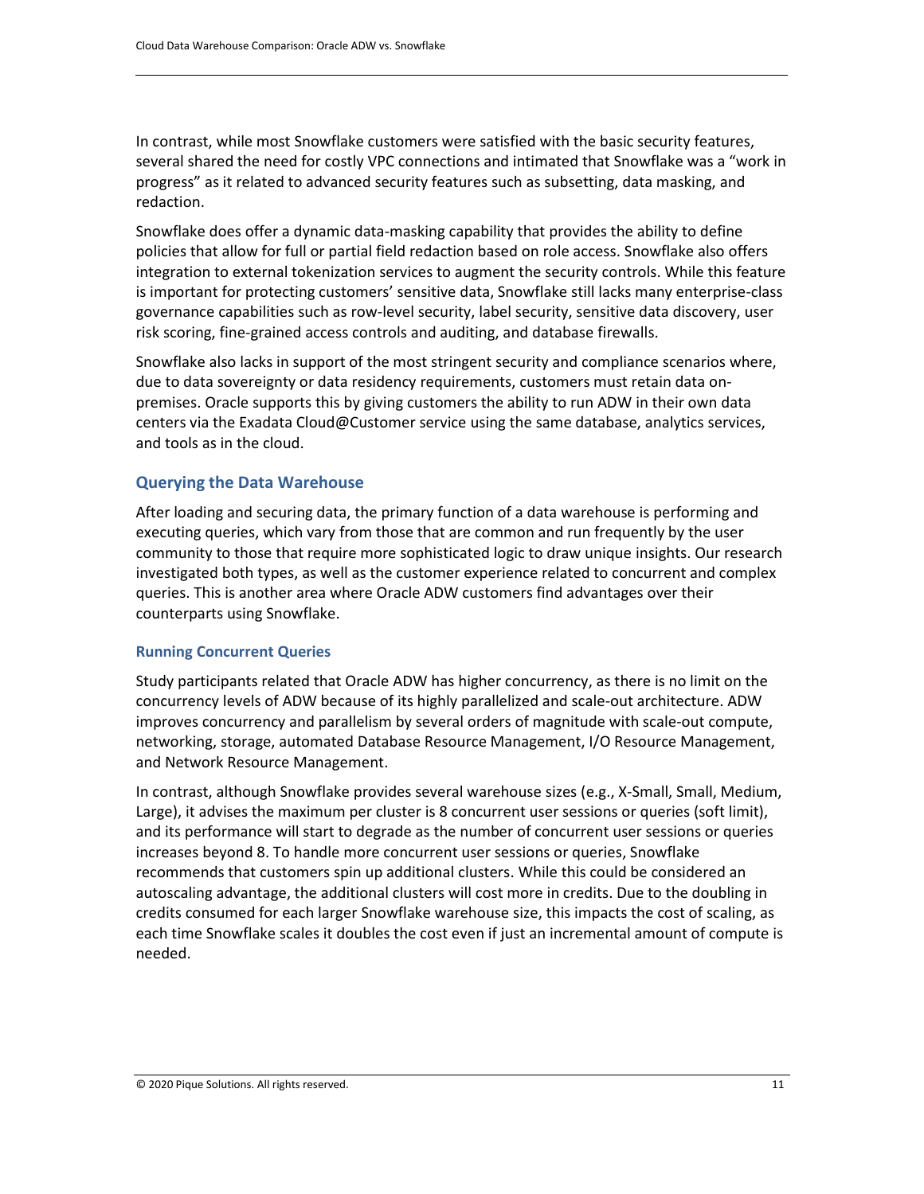In contrast, while most Snowflake customers were satisfied with the basic security features, several shared the need for costly VPC connections and intimated that Snowflake was a "work in progress" as it related to advanced security features such as subsetting, data masking, and redaction.

Snowflake does offer a dynamic data-masking capability that provides the ability to define policies that allow for full or partial field redaction based on role access. Snowflake also offers integration to external tokenization services to augment the security controls. While this feature is important for protecting customers' sensitive data, Snowflake still lacks many enterprise-class governance capabilities such as row-level security, label security, sensitive data discovery, user risk scoring, fine-grained access controls and auditing, and database firewalls.

Snowflake also lacks in support of the most stringent security and compliance scenarios where, due to data sovereignty or data residency requirements, customers must retain data on-premises. Oracle supports this by giving customers the ability to run ADW in their own data centers via the Exadata Cloud@Customer service using the same database, analytics services, and tools as in the cloud.

## Querying the Data Warehouse

After loading and securing data, the primary function of a data warehouse is performing and executing queries, which vary from those that are common and run frequently by the user community to those that require more sophisticated logic to draw unique insights. Our research investigated both types, as well as the customer experience related to concurrent and complex queries. This is another area where Oracle ADW customers find advantages over their counterparts using Snowflake.

### Running Concurrent Queries

Study participants related that Oracle ADW has higher concurrency, as there is no limit on the concurrency levels of ADW because of its highly parallelized and scale-out architecture. ADW improves concurrency and parallelism by several orders of magnitude with scale-out compute, networking, storage, automated Database Resource Management, I/O Resource Management, and Network Resource Management.

In contrast, although Snowflake provides several warehouse sizes (e.g., X-Small, Small, Medium, Large), it advises the maximum per cluster is 8 concurrent user sessions or queries (soft limit), and its performance will start to degrade as the number of concurrent user sessions or queries increases beyond 8. To handle more concurrent user sessions or queries, Snowflake recommends that customers spin up additional clusters. While this could be considered an autoscaling advantage, the additional clusters will cost more in credits. Due to the doubling in credits consumed for each larger Snowflake warehouse size, this impacts the cost of scaling, as each time Snowflake scales it doubles the cost even if just an incremental amount of compute is needed.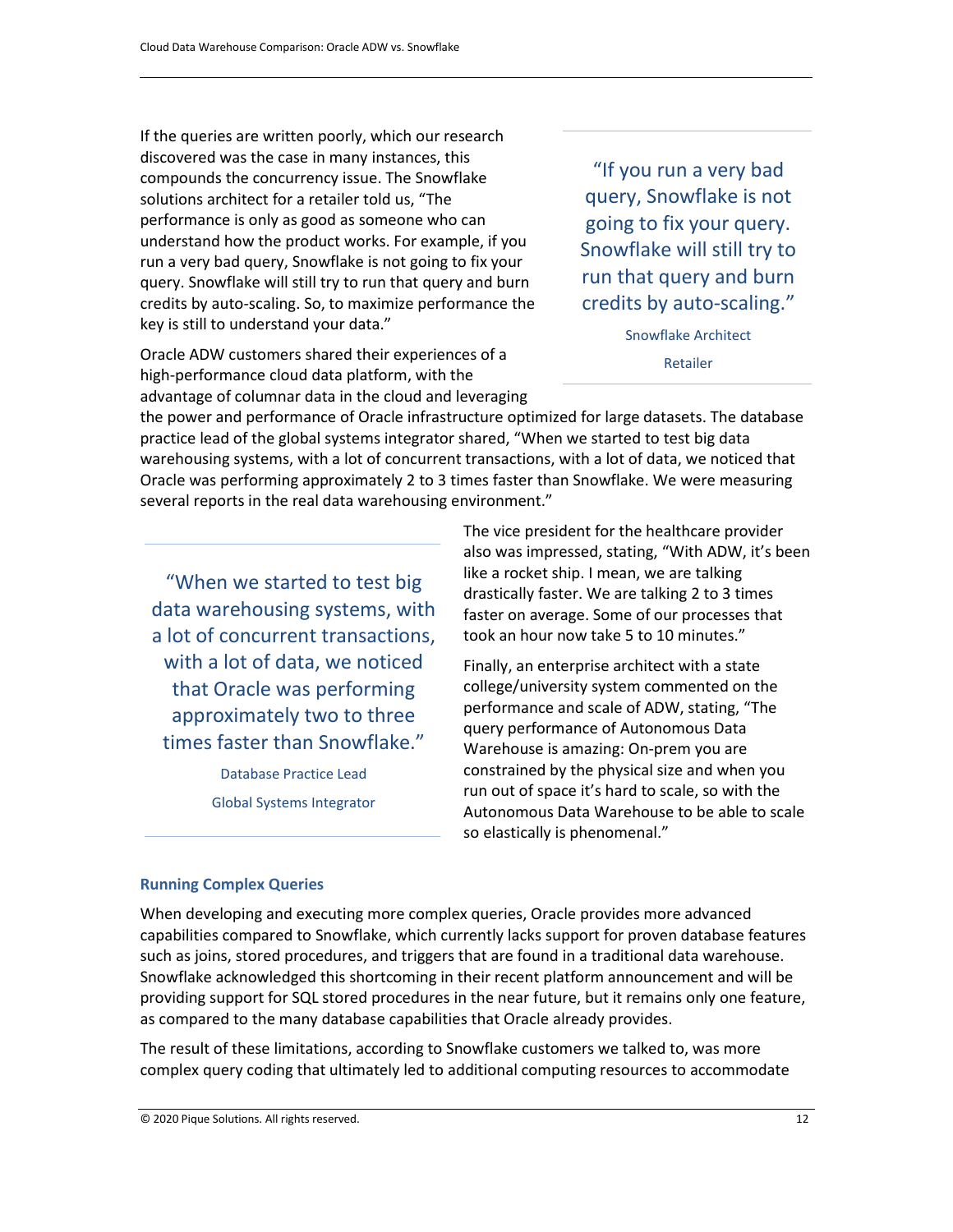If the queries are written poorly, which our research discovered was the case in many instances, this compounds the concurrency issue. The Snowflake solutions architect for a retailer told us, "The performance is only as good as someone who can understand how the product works. For example, if you run a very bad query, Snowflake is not going to fix your query. Snowflake will still try to run that query and burn credits by auto-scaling. So, to maximize performance the key is still to understand your data."

> "If you run a very bad query, Snowflake is not going to fix your query. Snowflake will still try to run that query and burn credits by auto-scaling."
>
> Snowflake Architect
>
> Retailer

Oracle ADW customers shared their experiences of a high-performance cloud data platform, with the advantage of columnar data in the cloud and leveraging the power and performance of Oracle infrastructure optimized for large datasets. The database practice lead of the global systems integrator shared, "When we started to test big data warehousing systems, with a lot of concurrent transactions, with a lot of data, we noticed that Oracle was performing approximately 2 to 3 times faster than Snowflake. We were measuring several reports in the real data warehousing environment."

> "When we started to test big data warehousing systems, with a lot of concurrent transactions, with a lot of data, we noticed that Oracle was performing approximately two to three times faster than Snowflake."
>
> Database Practice Lead
>
> Global Systems Integrator

The vice president for the healthcare provider also was impressed, stating, "With ADW, it's been like a rocket ship. I mean, we are talking drastically faster. We are talking 2 to 3 times faster on average. Some of our processes that took an hour now take 5 to 10 minutes."

Finally, an enterprise architect with a state college/university system commented on the performance and scale of ADW, stating, "The query performance of Autonomous Data Warehouse is amazing: On-prem you are constrained by the physical size and when you run out of space it's hard to scale, so with the Autonomous Data Warehouse to be able to scale so elastically is phenomenal."

### Running Complex Queries

When developing and executing more complex queries, Oracle provides more advanced capabilities compared to Snowflake, which currently lacks support for proven database features such as joins, stored procedures, and triggers that are found in a traditional data warehouse. Snowflake acknowledged this shortcoming in their recent platform announcement and will be providing support for SQL stored procedures in the near future, but it remains only one feature, as compared to the many database capabilities that Oracle already provides.

The result of these limitations, according to Snowflake customers we talked to, was more complex query coding that ultimately led to additional computing resources to accommodate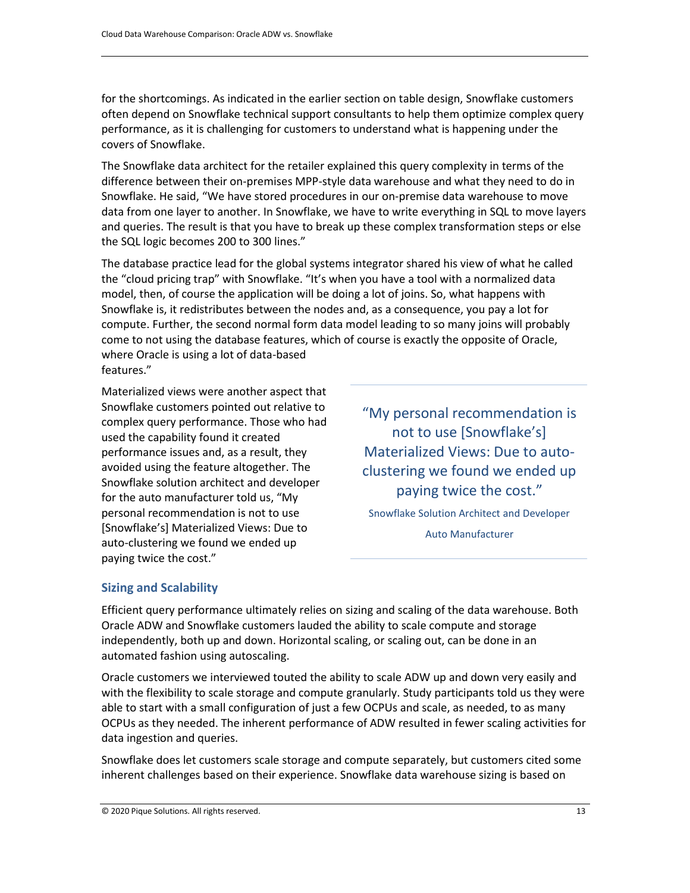for the shortcomings. As indicated in the earlier section on table design, Snowflake customers often depend on Snowflake technical support consultants to help them optimize complex query performance, as it is challenging for customers to understand what is happening under the covers of Snowflake.

The Snowflake data architect for the retailer explained this query complexity in terms of the difference between their on-premises MPP-style data warehouse and what they need to do in Snowflake. He said, "We have stored procedures in our on-premise data warehouse to move data from one layer to another. In Snowflake, we have to write everything in SQL to move layers and queries. The result is that you have to break up these complex transformation steps or else the SQL logic becomes 200 to 300 lines."

The database practice lead for the global systems integrator shared his view of what he called the "cloud pricing trap" with Snowflake. "It's when you have a tool with a normalized data model, then, of course the application will be doing a lot of joins. So, what happens with Snowflake is, it redistributes between the nodes and, as a consequence, you pay a lot for compute. Further, the second normal form data model leading to so many joins will probably come to not using the database features, which of course is exactly the opposite of Oracle, where Oracle is using a lot of data-based features."

Materialized views were another aspect that Snowflake customers pointed out relative to complex query performance. Those who had used the capability found it created performance issues and, as a result, they avoided using the feature altogether. The Snowflake solution architect and developer for the auto manufacturer told us, "My personal recommendation is not to use [Snowflake's] Materialized Views: Due to auto-clustering we found we ended up paying twice the cost."

> "My personal recommendation is not to use [Snowflake's] Materialized Views: Due to auto-clustering we found we ended up paying twice the cost."
>
> Snowflake Solution Architect and Developer
>
> Auto Manufacturer

### Sizing and Scalability

Efficient query performance ultimately relies on sizing and scaling of the data warehouse. Both Oracle ADW and Snowflake customers lauded the ability to scale compute and storage independently, both up and down. Horizontal scaling, or scaling out, can be done in an automated fashion using autoscaling.

Oracle customers we interviewed touted the ability to scale ADW up and down very easily and with the flexibility to scale storage and compute granularly. Study participants told us they were able to start with a small configuration of just a few OCPUs and scale, as needed, to as many OCPUs as they needed. The inherent performance of ADW resulted in fewer scaling activities for data ingestion and queries.

Snowflake does let customers scale storage and compute separately, but customers cited some inherent challenges based on their experience. Snowflake data warehouse sizing is based on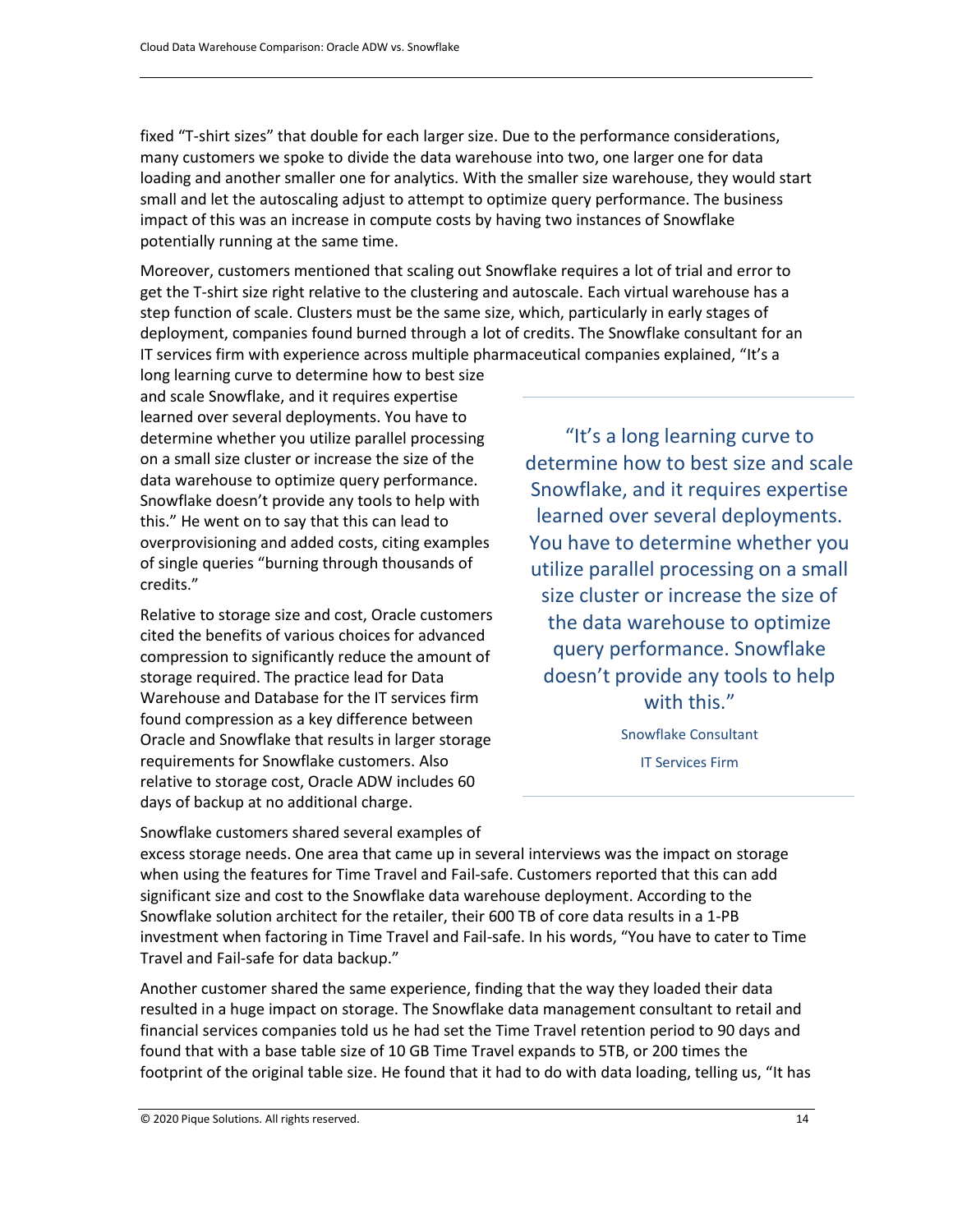fixed "T-shirt sizes" that double for each larger size. Due to the performance considerations, many customers we spoke to divide the data warehouse into two, one larger one for data loading and another smaller one for analytics. With the smaller size warehouse, they would start small and let the autoscaling adjust to attempt to optimize query performance. The business impact of this was an increase in compute costs by having two instances of Snowflake potentially running at the same time.

Moreover, customers mentioned that scaling out Snowflake requires a lot of trial and error to get the T-shirt size right relative to the clustering and autoscale. Each virtual warehouse has a step function of scale. Clusters must be the same size, which, particularly in early stages of deployment, companies found burned through a lot of credits. The Snowflake consultant for an IT services firm with experience across multiple pharmaceutical companies explained, "It's a long learning curve to determine how to best size and scale Snowflake, and it requires expertise learned over several deployments. You have to determine whether you utilize parallel processing on a small size cluster or increase the size of the data warehouse to optimize query performance. Snowflake doesn't provide any tools to help with this." He went on to say that this can lead to overprovisioning and added costs, citing examples of single queries "burning through thousands of credits."

> "It's a long learning curve to determine how to best size and scale Snowflake, and it requires expertise learned over several deployments. You have to determine whether you utilize parallel processing on a small size cluster or increase the size of the data warehouse to optimize query performance. Snowflake doesn't provide any tools to help with this."
>
> Snowflake Consultant
>
> IT Services Firm

Relative to storage size and cost, Oracle customers cited the benefits of various choices for advanced compression to significantly reduce the amount of storage required. The practice lead for Data Warehouse and Database for the IT services firm found compression as a key difference between Oracle and Snowflake that results in larger storage requirements for Snowflake customers. Also relative to storage cost, Oracle ADW includes 60 days of backup at no additional charge.

Snowflake customers shared several examples of excess storage needs. One area that came up in several interviews was the impact on storage when using the features for Time Travel and Fail-safe. Customers reported that this can add significant size and cost to the Snowflake data warehouse deployment. According to the Snowflake solution architect for the retailer, their 600 TB of core data results in a 1-PB investment when factoring in Time Travel and Fail-safe. In his words, "You have to cater to Time Travel and Fail-safe for data backup."

Another customer shared the same experience, finding that the way they loaded their data resulted in a huge impact on storage. The Snowflake data management consultant to retail and financial services companies told us he had set the Time Travel retention period to 90 days and found that with a base table size of 10 GB Time Travel expands to 5TB, or 200 times the footprint of the original table size. He found that it had to do with data loading, telling us, "It has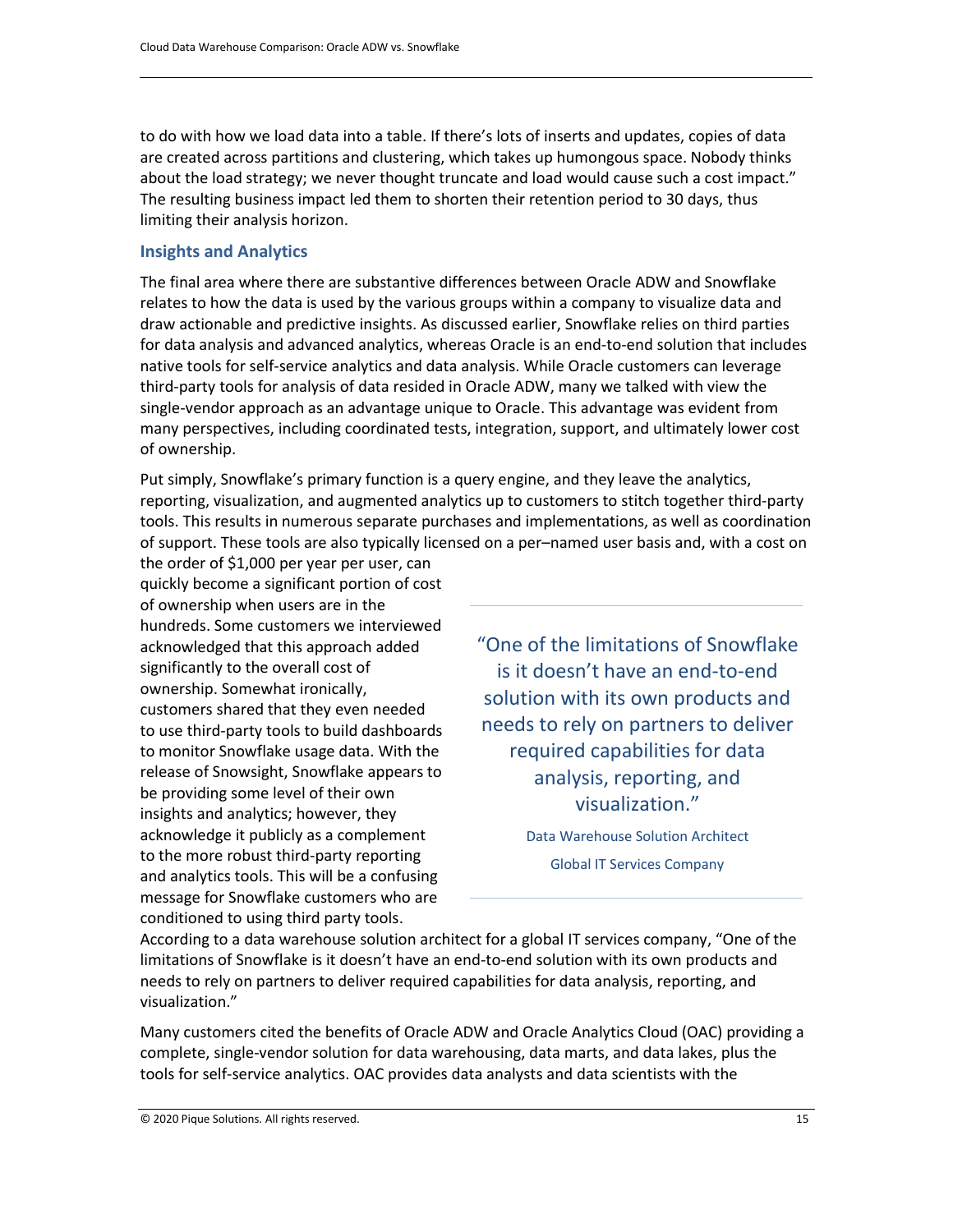to do with how we load data into a table. If there's lots of inserts and updates, copies of data are created across partitions and clustering, which takes up humongous space. Nobody thinks about the load strategy; we never thought truncate and load would cause such a cost impact." The resulting business impact led them to shorten their retention period to 30 days, thus limiting their analysis horizon.

### Insights and Analytics

The final area where there are substantive differences between Oracle ADW and Snowflake relates to how the data is used by the various groups within a company to visualize data and draw actionable and predictive insights. As discussed earlier, Snowflake relies on third parties for data analysis and advanced analytics, whereas Oracle is an end-to-end solution that includes native tools for self-service analytics and data analysis. While Oracle customers can leverage third-party tools for analysis of data resided in Oracle ADW, many we talked with view the single-vendor approach as an advantage unique to Oracle. This advantage was evident from many perspectives, including coordinated tests, integration, support, and ultimately lower cost of ownership.

Put simply, Snowflake's primary function is a query engine, and they leave the analytics, reporting, visualization, and augmented analytics up to customers to stitch together third-party tools. This results in numerous separate purchases and implementations, as well as coordination of support. These tools are also typically licensed on a per–named user basis and, with a cost on the order of $1,000 per year per user, can quickly become a significant portion of cost of ownership when users are in the hundreds. Some customers we interviewed acknowledged that this approach added significantly to the overall cost of ownership. Somewhat ironically, customers shared that they even needed to use third-party tools to build dashboards to monitor Snowflake usage data. With the release of Snowsight, Snowflake appears to be providing some level of their own insights and analytics; however, they acknowledge it publicly as a complement to the more robust third-party reporting and analytics tools. This will be a confusing message for Snowflake customers who are conditioned to using third party tools.

> "One of the limitations of Snowflake is it doesn't have an end-to-end solution with its own products and needs to rely on partners to deliver required capabilities for data analysis, reporting, and visualization."
>
> Data Warehouse Solution Architect
> Global IT Services Company

According to a data warehouse solution architect for a global IT services company, "One of the limitations of Snowflake is it doesn't have an end-to-end solution with its own products and needs to rely on partners to deliver required capabilities for data analysis, reporting, and visualization."

Many customers cited the benefits of Oracle ADW and Oracle Analytics Cloud (OAC) providing a complete, single-vendor solution for data warehousing, data marts, and data lakes, plus the tools for self-service analytics. OAC provides data analysts and data scientists with the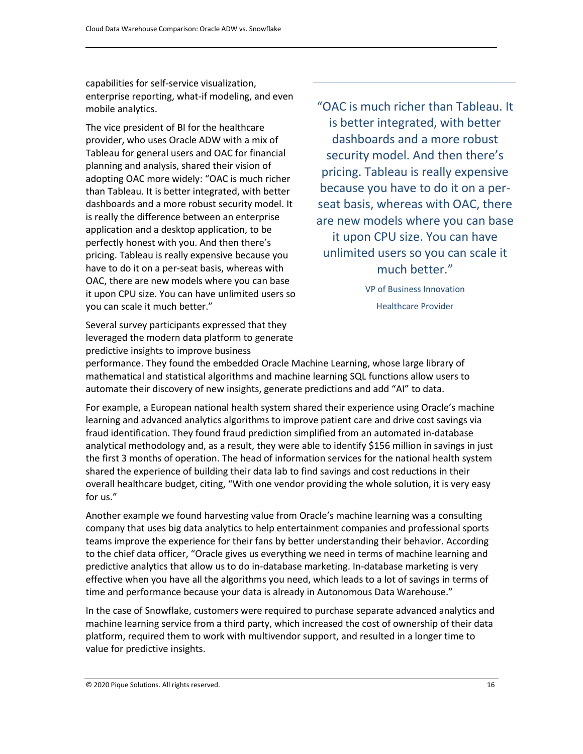capabilities for self-service visualization, enterprise reporting, what-if modeling, and even mobile analytics.

The vice president of BI for the healthcare provider, who uses Oracle ADW with a mix of Tableau for general users and OAC for financial planning and analysis, shared their vision of adopting OAC more widely: "OAC is much richer than Tableau. It is better integrated, with better dashboards and a more robust security model. It is really the difference between an enterprise application and a desktop application, to be perfectly honest with you. And then there's pricing. Tableau is really expensive because you have to do it on a per-seat basis, whereas with OAC, there are new models where you can base it upon CPU size. You can have unlimited users so you can scale it much better."

> "OAC is much richer than Tableau. It is better integrated, with better dashboards and a more robust security model. And then there's pricing. Tableau is really expensive because you have to do it on a per-seat basis, whereas with OAC, there are new models where you can base it upon CPU size. You can have unlimited users so you can scale it much better."
>
> VP of Business Innovation
>
> Healthcare Provider

Several survey participants expressed that they leveraged the modern data platform to generate predictive insights to improve business performance. They found the embedded Oracle Machine Learning, whose large library of mathematical and statistical algorithms and machine learning SQL functions allow users to automate their discovery of new insights, generate predictions and add "AI" to data.

For example, a European national health system shared their experience using Oracle's machine learning and advanced analytics algorithms to improve patient care and drive cost savings via fraud identification. They found fraud prediction simplified from an automated in-database analytical methodology and, as a result, they were able to identify $156 million in savings in just the first 3 months of operation. The head of information services for the national health system shared the experience of building their data lab to find savings and cost reductions in their overall healthcare budget, citing, "With one vendor providing the whole solution, it is very easy for us."

Another example we found harvesting value from Oracle's machine learning was a consulting company that uses big data analytics to help entertainment companies and professional sports teams improve the experience for their fans by better understanding their behavior. According to the chief data officer, "Oracle gives us everything we need in terms of machine learning and predictive analytics that allow us to do in-database marketing. In-database marketing is very effective when you have all the algorithms you need, which leads to a lot of savings in terms of time and performance because your data is already in Autonomous Data Warehouse."

In the case of Snowflake, customers were required to purchase separate advanced analytics and machine learning service from a third party, which increased the cost of ownership of their data platform, required them to work with multivendor support, and resulted in a longer time to value for predictive insights.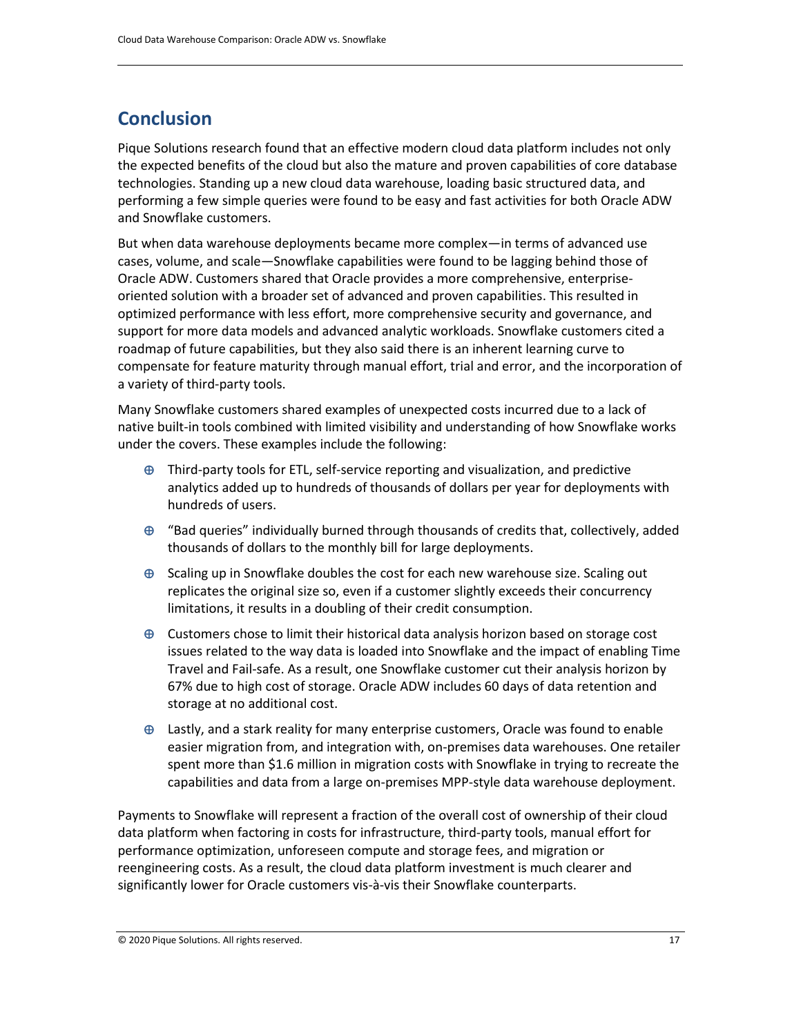## Conclusion

Pique Solutions research found that an effective modern cloud data platform includes not only the expected benefits of the cloud but also the mature and proven capabilities of core database technologies. Standing up a new cloud data warehouse, loading basic structured data, and performing a few simple queries were found to be easy and fast activities for both Oracle ADW and Snowflake customers.

But when data warehouse deployments became more complex—in terms of advanced use cases, volume, and scale—Snowflake capabilities were found to be lagging behind those of Oracle ADW. Customers shared that Oracle provides a more comprehensive, enterprise-oriented solution with a broader set of advanced and proven capabilities. This resulted in optimized performance with less effort, more comprehensive security and governance, and support for more data models and advanced analytic workloads. Snowflake customers cited a roadmap of future capabilities, but they also said there is an inherent learning curve to compensate for feature maturity through manual effort, trial and error, and the incorporation of a variety of third-party tools.

Many Snowflake customers shared examples of unexpected costs incurred due to a lack of native built-in tools combined with limited visibility and understanding of how Snowflake works under the covers. These examples include the following:

- Third-party tools for ETL, self-service reporting and visualization, and predictive analytics added up to hundreds of thousands of dollars per year for deployments with hundreds of users.
- "Bad queries" individually burned through thousands of credits that, collectively, added thousands of dollars to the monthly bill for large deployments.
- Scaling up in Snowflake doubles the cost for each new warehouse size. Scaling out replicates the original size so, even if a customer slightly exceeds their concurrency limitations, it results in a doubling of their credit consumption.
- Customers chose to limit their historical data analysis horizon based on storage cost issues related to the way data is loaded into Snowflake and the impact of enabling Time Travel and Fail-safe. As a result, one Snowflake customer cut their analysis horizon by 67% due to high cost of storage. Oracle ADW includes 60 days of data retention and storage at no additional cost.
- Lastly, and a stark reality for many enterprise customers, Oracle was found to enable easier migration from, and integration with, on-premises data warehouses. One retailer spent more than $1.6 million in migration costs with Snowflake in trying to recreate the capabilities and data from a large on-premises MPP-style data warehouse deployment.

Payments to Snowflake will represent a fraction of the overall cost of ownership of their cloud data platform when factoring in costs for infrastructure, third-party tools, manual effort for performance optimization, unforeseen compute and storage fees, and migration or reengineering costs. As a result, the cloud data platform investment is much clearer and significantly lower for Oracle customers vis-à-vis their Snowflake counterparts.